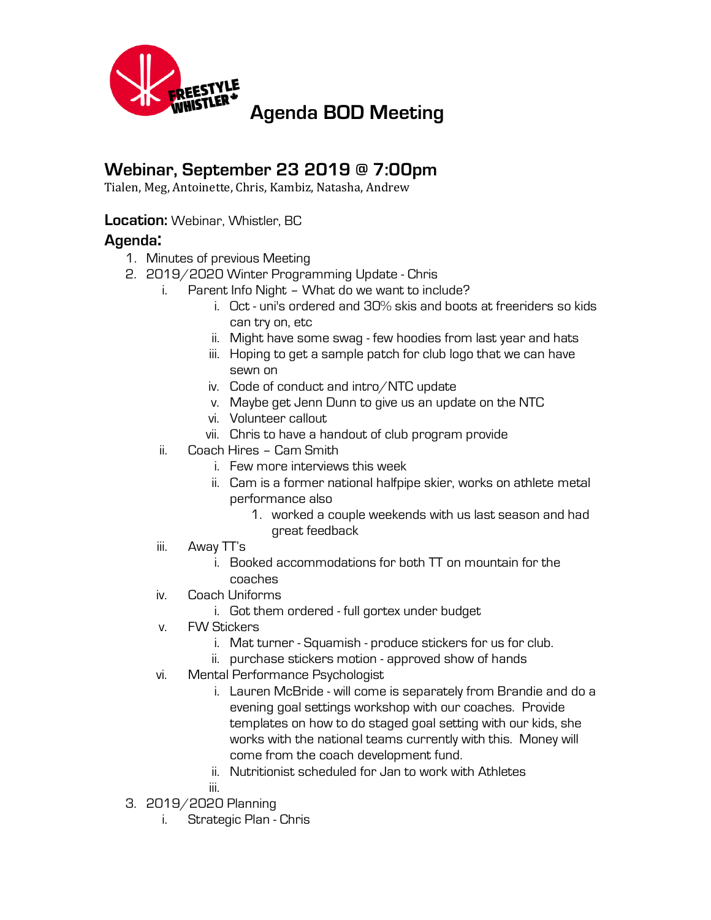# Agenda BOD Meeting

## Webinar, September 23 2019 @ 7:00pm

Tialen, Meg, Antoinette, Chris, Kambiz, Natasha, Andrew

**Location:** Webinar, Whistler, BC

## Agenda:

1. Minutes of previous Meeting
2. 2019/2020 Winter Programming Update - Chris
   i. Parent Info Night – What do we want to include?
      i. Oct - uni's ordered and 30% skis and boots at freeriders so kids can try on, etc
      ii. Might have some swag - few hoodies from last year and hats
      iii. Hoping to get a sample patch for club logo that we can have sewn on
      iv. Code of conduct and intro/NTC update
      v. Maybe get Jenn Dunn to give us an update on the NTC
      vi. Volunteer callout
      vii. Chris to have a handout of club program provide
   ii. Coach Hires – Cam Smith
      i. Few more interviews this week
      ii. Cam is a former national halfpipe skier, works on athlete metal performance also
         1. worked a couple weekends with us last season and had great feedback
   iii. Away TT's
      i. Booked accommodations for both TT on mountain for the coaches
   iv. Coach Uniforms
      i. Got them ordered - full gortex under budget
   v. FW Stickers
      i. Mat turner - Squamish - produce stickers for us for club.
      ii. purchase stickers motion - approved show of hands
   vi. Mental Performance Psychologist
      i. Lauren McBride - will come is separately from Brandie and do a evening goal settings workshop with our coaches. Provide templates on how to do staged goal setting with our kids, she works with the national teams currently with this. Money will come from the coach development fund.
      ii. Nutritionist scheduled for Jan to work with Athletes
      iii.
3. 2019/2020 Planning
   i. Strategic Plan - Chris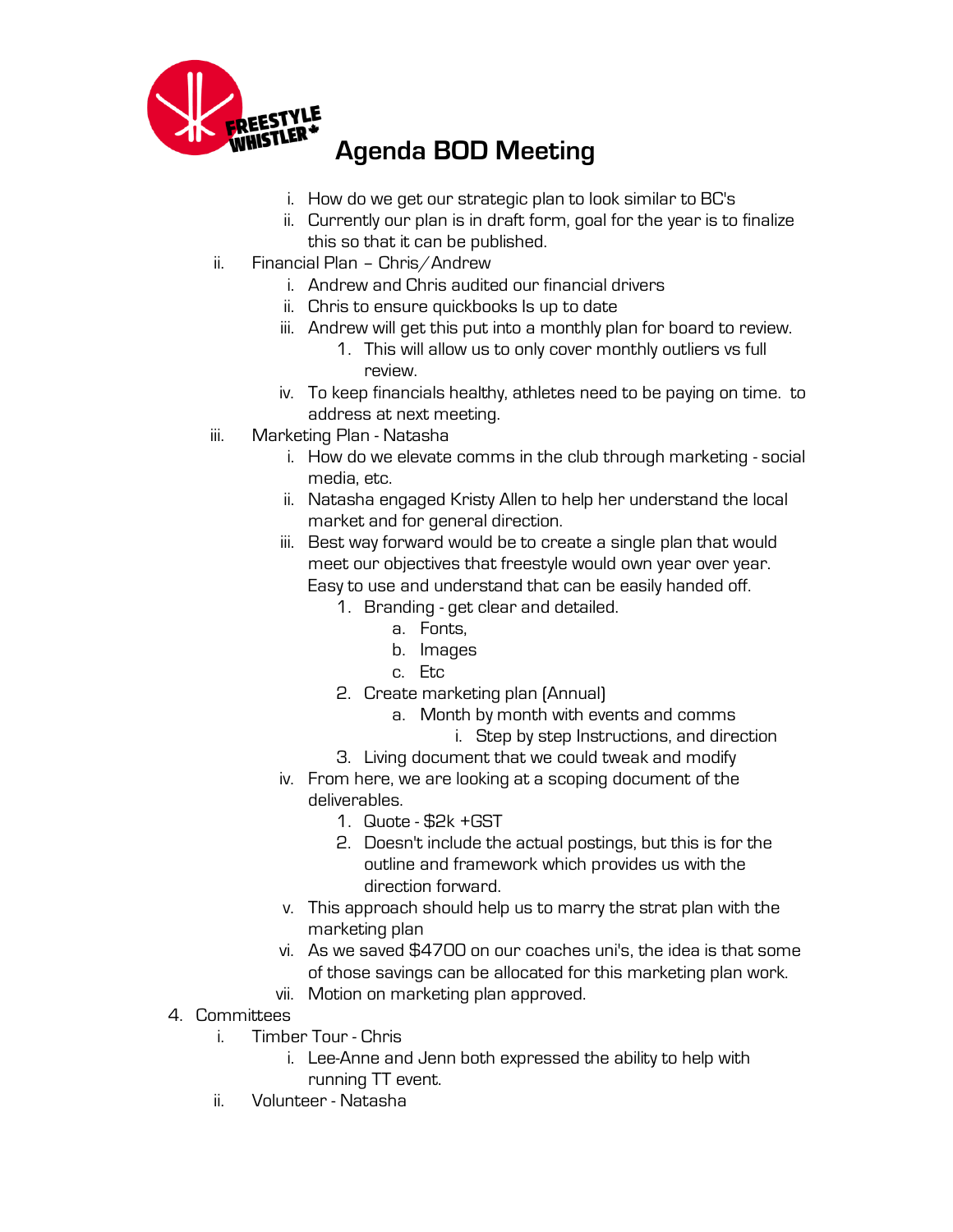# Agenda BOD Meeting

i. How do we get our strategic plan to look similar to BC's
ii. Currently our plan is in draft form, goal for the year is to finalize this so that it can be published.

ii. Financial Plan – Chris/Andrew
   i. Andrew and Chris audited our financial drivers
   ii. Chris to ensure quickbooks Is up to date
   iii. Andrew will get this put into a monthly plan for board to review.
      1. This will allow us to only cover monthly outliers vs full review.
   iv. To keep financials healthy, athletes need to be paying on time. to address at next meeting.

iii. Marketing Plan - Natasha
   i. How do we elevate comms in the club through marketing - social media, etc.
   ii. Natasha engaged Kristy Allen to help her understand the local market and for general direction.
   iii. Best way forward would be to create a single plan that would meet our objectives that freestyle would own year over year. Easy to use and understand that can be easily handed off.
      1. Branding - get clear and detailed.
         a. Fonts,
         b. Images
         c. Etc
      2. Create marketing plan (Annual)
         a. Month by month with events and comms
            i. Step by step Instructions, and direction
      3. Living document that we could tweak and modify
   iv. From here, we are looking at a scoping document of the deliverables.
      1. Quote - $2k +GST
      2. Doesn't include the actual postings, but this is for the outline and framework which provides us with the direction forward.
   v. This approach should help us to marry the strat plan with the marketing plan
   vi. As we saved $4700 on our coaches uni's, the idea is that some of those savings can be allocated for this marketing plan work.
   vii. Motion on marketing plan approved.

4. Committees
   i. Timber Tour - Chris
      i. Lee-Anne and Jenn both expressed the ability to help with running TT event.
   ii. Volunteer - Natasha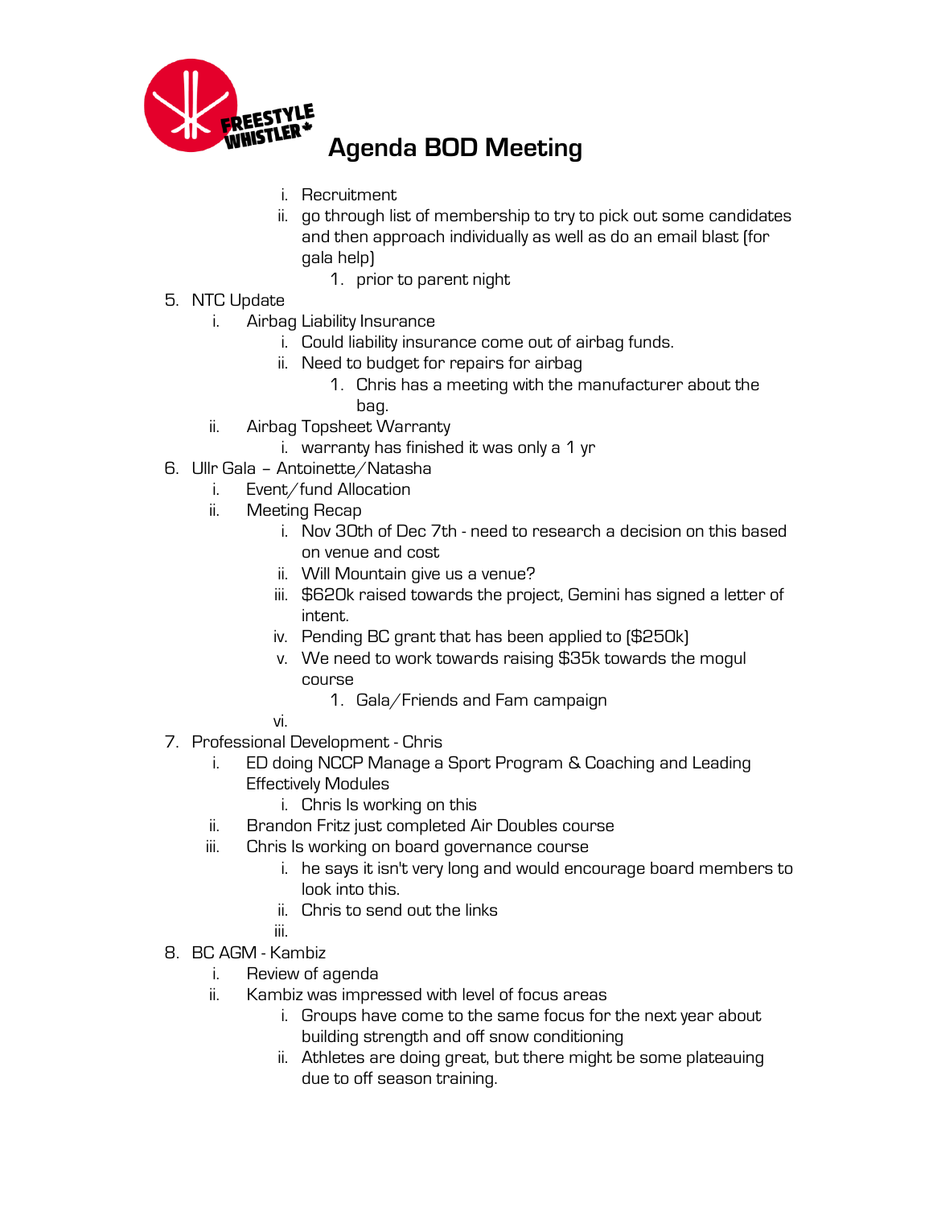# Agenda BOD Meeting

    i. Recruitment
    ii. go through list of membership to try to pick out some candidates and then approach individually as well as do an email blast (for gala help)
        1. prior to parent night

5. NTC Update
    i. Airbag Liability Insurance
        i. Could liability insurance come out of airbag funds.
        ii. Need to budget for repairs for airbag
            1. Chris has a meeting with the manufacturer about the bag.
    ii. Airbag Topsheet Warranty
        i. warranty has finished it was only a 1 yr
6. Ullr Gala – Antoinette/Natasha
    i. Event/fund Allocation
    ii. Meeting Recap
        i. Nov 30th of Dec 7th - need to research a decision on this based on venue and cost
        ii. Will Mountain give us a venue?
        iii. $620k raised towards the project, Gemini has signed a letter of intent.
        iv. Pending BC grant that has been applied to ($250k)
        v. We need to work towards raising $35k towards the mogul course
            1. Gala/Friends and Fam campaign
        vi.
7. Professional Development - Chris
    i. ED doing NCCP Manage a Sport Program & Coaching and Leading Effectively Modules
        i. Chris Is working on this
    ii. Brandon Fritz just completed Air Doubles course
    iii. Chris Is working on board governance course
        i. he says it isn't very long and would encourage board members to look into this.
        ii. Chris to send out the links
        iii.
8. BC AGM - Kambiz
    i. Review of agenda
    ii. Kambiz was impressed with level of focus areas
        i. Groups have come to the same focus for the next year about building strength and off snow conditioning
        ii. Athletes are doing great, but there might be some plateauing due to off season training.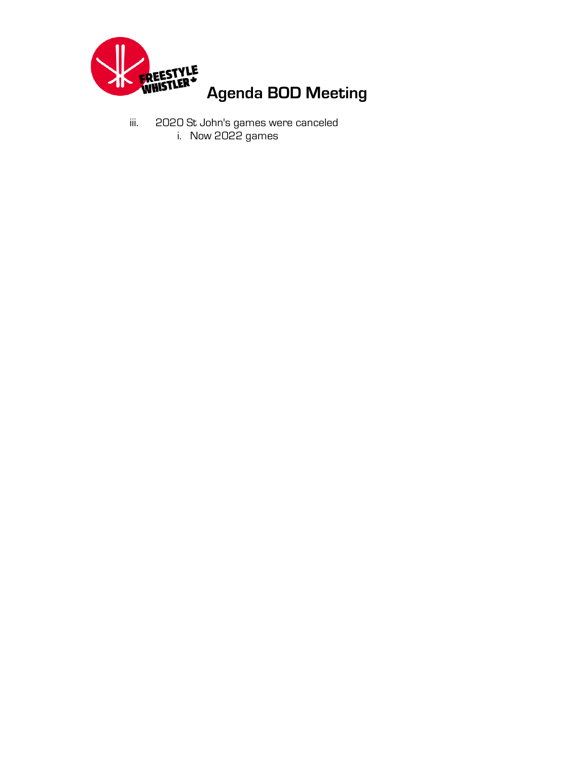# Agenda BOD Meeting

iii. 2020 St John's games were canceled
   i. Now 2022 games